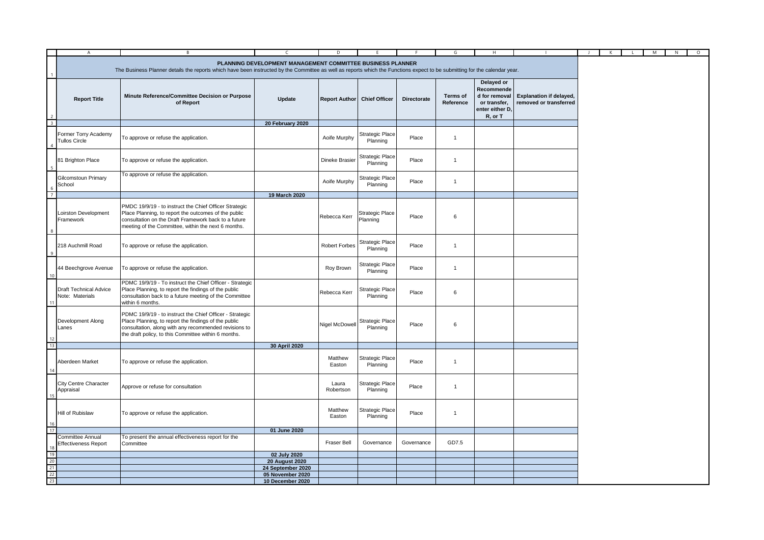# PLANNING DEVELOPMENT MANAGEMENT COMMITTEE BUSINESS PLANNER

The Business Planner details the reports which have been instructed by the Committee as well as reports which the Functions expect to be submitting for the calendar year.

| Report Title | Minute Reference/Committee Decision or Purpose of Report | Update | Report Author | Chief Officer | Directorate | Terms of Reference | Delayed or Recommended for removal or transfer, enter either D, R, or T | Explanation if delayed, removed or transferred |
|---|---|---|---|---|---|---|---|---|
| | | **20 February 2020** | | | | | | |
| Former Torry Academy Tullos Circle | To approve or refuse the application. | | Aoife Murphy | Strategic Place Planning | Place | 1 | | |
| 81 Brighton Place | To approve or refuse the application. | | Dineke Brasier | Strategic Place Planning | Place | 1 | | |
| Gilcomstoun Primary School | To approve or refuse the application. | | Aoife Murphy | Strategic Place Planning | Place | 1 | | |
| | | **19 March 2020** | | | | | | |
| Loirston Development Framework | PMDC 19/9/19 - to instruct the Chief Officer Strategic Place Planning, to report the outcomes of the public consultation on the Draft Framework back to a future meeting of the Committee, within the next 6 months. | | Rebecca Kerr | Strategic Place Planning | Place | 6 | | |
| 218 Auchmill Road | To approve or refuse the application. | | Robert Forbes | Strategic Place Planning | Place | 1 | | |
| 44 Beechgrove Avenue | To approve or refuse the application. | | Roy Brown | Strategic Place Planning | Place | 1 | | |
| Draft Technical Advice Note: Materials | PDMC 19/9/19 - To instruct the Chief Officer - Strategic Place Planning, to report the findings of the public consultation back to a future meeting of the Committee within 6 months. | | Rebecca Kerr | Strategic Place Planning | Place | 6 | | |
| Development Along Lanes | PDMC 19/9/19 - To instruct the Chief Officer - Strategic Place Planning, to report the findings of the public consultation, along with any recommended revisions to the draft policy, to this Committee within 6 months. | | Nigel McDowell | Strategic Place Planning | Place | 6 | | |
| | | **30 April 2020** | | | | | | |
| Aberdeen Market | To approve or refuse the application. | | Matthew Easton | Strategic Place Planning | Place | 1 | | |
| City Centre Character Appraisal | Approve or refuse for consultation | | Laura Robertson | Strategic Place Planning | Place | 1 | | |
| Hill of Rubislaw | To approve or refuse the application. | | Matthew Easton | Strategic Place Planning | Place | 1 | | |
| | | **01 June 2020** | | | | | | |
| Committee Annual Effectiveness Report | To present the annual effectiveness report for the Committee | | Fraser Bell | Governance | Governance | GD7.5 | | |
| | | **02 July 2020** | | | | | | |
| | | **20 August 2020** | | | | | | |
| | | **24 September 2020** | | | | | | |
| | | **05 November 2020** | | | | | | |
| | | **10 December 2020** | | | | | | |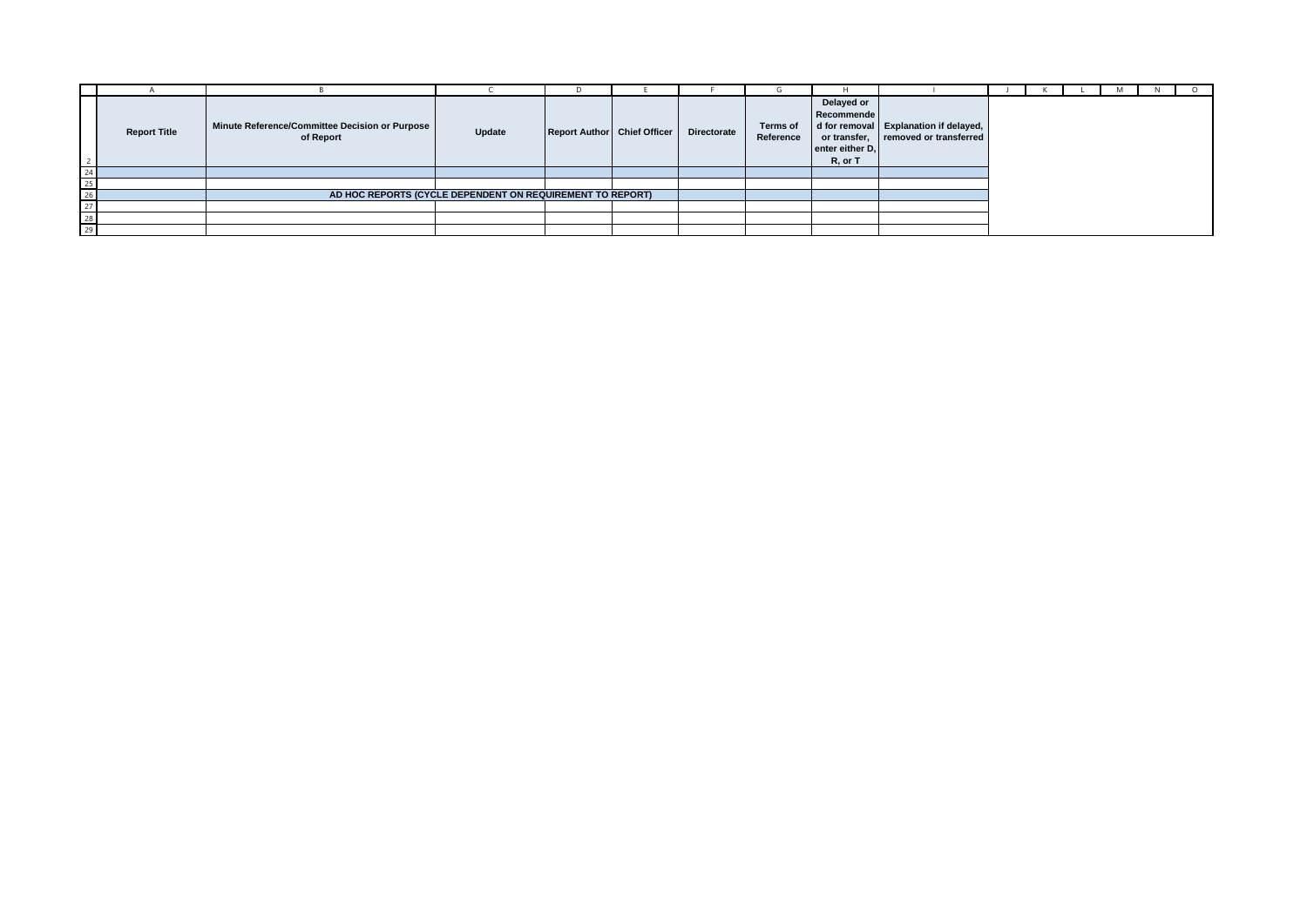| Report Title | Minute Reference/Committee Decision or Purpose of Report | Update | Report Author | Chief Officer | Directorate | Terms of Reference | Delayed or Recommended for removal or transfer, enter either D, R, or T | Explanation if delayed, removed or transferred |
|---|---|---|---|---|---|---|---|---|
| | | | | | | | | |
| | | | | | | | | |
| | AD HOC REPORTS (CYCLE DEPENDENT ON REQUIREMENT TO REPORT) | | | | | | | |
| | | | | | | | | |
| | | | | | | | | |
| | | | | | | | | |